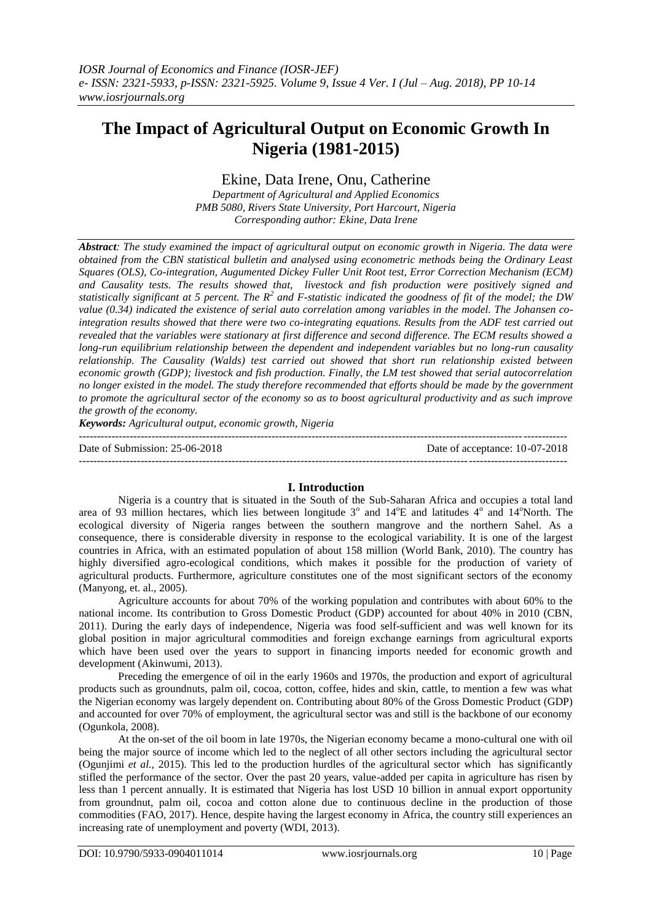# The Impact of Agricultural Output on Economic Growth In Nigeria (1981-2015)

Ekine, Data Irene, Onu, Catherine

*Department of Agricultural and Applied Economics*
*PMB 5080, Rivers State University, Port Harcourt, Nigeria*
*Corresponding author: Ekine, Data Irene*

***Abstract**: The study examined the impact of agricultural output on economic growth in Nigeria. The data were obtained from the CBN statistical bulletin and analysed using econometric methods being the Ordinary Least Squares (OLS), Co-integration, Augumented Dickey Fuller Unit Root test, Error Correction Mechanism (ECM) and Causality tests. The results showed that, livestock and fish production were positively signed and statistically significant at 5 percent. The $R^2$ and F-statistic indicated the goodness of fit of the model; the DW value (0.34) indicated the existence of serial auto correlation among variables in the model. The Johansen co-integration results showed that there were two co-integrating equations. Results from the ADF test carried out revealed that the variables were stationary at first difference and second difference. The ECM results showed a long-run equilibrium relationship between the dependent and independent variables but no long-run causality relationship. The Causality (Walds) test carried out showed that short run relationship existed between economic growth (GDP); livestock and fish production. Finally, the LM test showed that serial autocorrelation no longer existed in the model. The study therefore recommended that efforts should be made by the government to promote the agricultural sector of the economy so as to boost agricultural productivity and as such improve the growth of the economy.*

***Keywords:** Agricultural output, economic growth, Nigeria*

Date of Submission: 25-06-2018 Date of acceptance: 10-07-2018

## I. Introduction

Nigeria is a country that is situated in the South of the Sub-Saharan Africa and occupies a total land area of 93 million hectares, which lies between longitude $3^o$ and $14^oE$ and latitudes $4^o$ and $14^o$North. The ecological diversity of Nigeria ranges between the southern mangrove and the northern Sahel. As a consequence, there is considerable diversity in response to the ecological variability. It is one of the largest countries in Africa, with an estimated population of about 158 million (World Bank, 2010). The country has highly diversified agro-ecological conditions, which makes it possible for the production of variety of agricultural products. Furthermore, agriculture constitutes one of the most significant sectors of the economy (Manyong, et. al., 2005).

Agriculture accounts for about 70% of the working population and contributes with about 60% to the national income. Its contribution to Gross Domestic Product (GDP) accounted for about 40% in 2010 (CBN, 2011). During the early days of independence, Nigeria was food self-sufficient and was well known for its global position in major agricultural commodities and foreign exchange earnings from agricultural exports which have been used over the years to support in financing imports needed for economic growth and development (Akinwumi, 2013).

Preceding the emergence of oil in the early 1960s and 1970s, the production and export of agricultural products such as groundnuts, palm oil, cocoa, cotton, coffee, hides and skin, cattle, to mention a few was what the Nigerian economy was largely dependent on. Contributing about 80% of the Gross Domestic Product (GDP) and accounted for over 70% of employment, the agricultural sector was and still is the backbone of our economy (Ogunkola, 2008).

At the on-set of the oil boom in late 1970s, the Nigerian economy became a mono-cultural one with oil being the major source of income which led to the neglect of all other sectors including the agricultural sector (Ogunjimi *et al.,* 2015). This led to the production hurdles of the agricultural sector which has significantly stifled the performance of the sector. Over the past 20 years, value-added per capita in agriculture has risen by less than 1 percent annually. It is estimated that Nigeria has lost USD 10 billion in annual export opportunity from groundnut, palm oil, cocoa and cotton alone due to continuous decline in the production of those commodities (FAO, 2017). Hence, despite having the largest economy in Africa, the country still experiences an increasing rate of unemployment and poverty (WDI, 2013).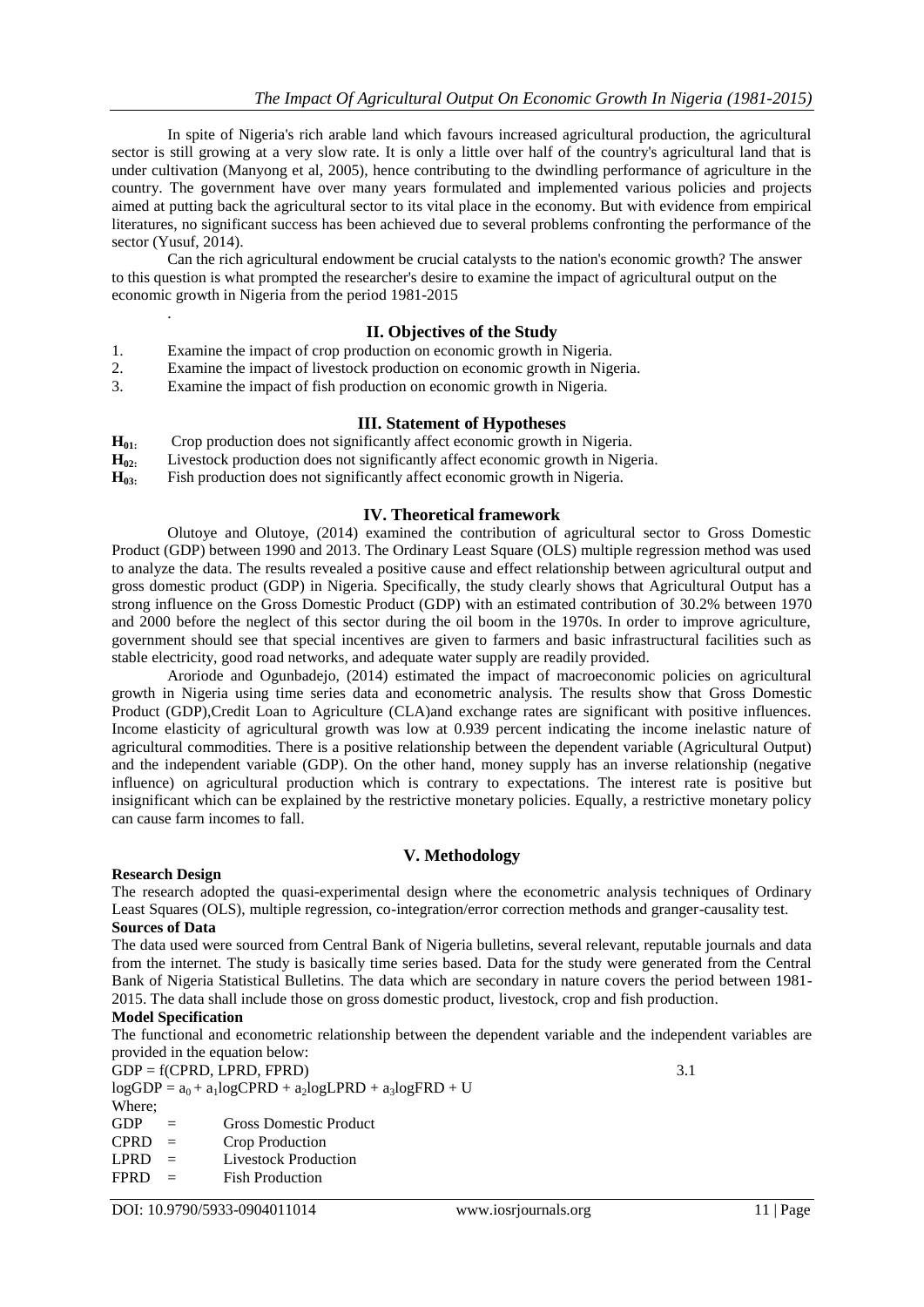In spite of Nigeria's rich arable land which favours increased agricultural production, the agricultural sector is still growing at a very slow rate. It is only a little over half of the country's agricultural land that is under cultivation (Manyong et al, 2005), hence contributing to the dwindling performance of agriculture in the country. The government have over many years formulated and implemented various policies and projects aimed at putting back the agricultural sector to its vital place in the economy. But with evidence from empirical literatures, no significant success has been achieved due to several problems confronting the performance of the sector (Yusuf, 2014).

Can the rich agricultural endowment be crucial catalysts to the nation's economic growth? The answer to this question is what prompted the researcher's desire to examine the impact of agricultural output on the economic growth in Nigeria from the period 1981-2015

.

## II. Objectives of the Study

1. Examine the impact of crop production on economic growth in Nigeria.
2. Examine the impact of livestock production on economic growth in Nigeria.
3. Examine the impact of fish production on economic growth in Nigeria.

## III. Statement of Hypotheses

**$H_{01}$:** Crop production does not significantly affect economic growth in Nigeria.
**$H_{02}$:** Livestock production does not significantly affect economic growth in Nigeria.
**$H_{03}$:** Fish production does not significantly affect economic growth in Nigeria.

## IV. Theoretical framework

Olutoye and Olutoye, (2014) examined the contribution of agricultural sector to Gross Domestic Product (GDP) between 1990 and 2013. The Ordinary Least Square (OLS) multiple regression method was used to analyze the data. The results revealed a positive cause and effect relationship between agricultural output and gross domestic product (GDP) in Nigeria. Specifically, the study clearly shows that Agricultural Output has a strong influence on the Gross Domestic Product (GDP) with an estimated contribution of 30.2% between 1970 and 2000 before the neglect of this sector during the oil boom in the 1970s. In order to improve agriculture, government should see that special incentives are given to farmers and basic infrastructural facilities such as stable electricity, good road networks, and adequate water supply are readily provided.

Aroriode and Ogunbadejo, (2014) estimated the impact of macroeconomic policies on agricultural growth in Nigeria using time series data and econometric analysis. The results show that Gross Domestic Product (GDP),Credit Loan to Agriculture (CLA)and exchange rates are significant with positive influences. Income elasticity of agricultural growth was low at 0.939 percent indicating the income inelastic nature of agricultural commodities. There is a positive relationship between the dependent variable (Agricultural Output) and the independent variable (GDP). On the other hand, money supply has an inverse relationship (negative influence) on agricultural production which is contrary to expectations. The interest rate is positive but insignificant which can be explained by the restrictive monetary policies. Equally, a restrictive monetary policy can cause farm incomes to fall.

## V. Methodology

**Research Design**

The research adopted the quasi-experimental design where the econometric analysis techniques of Ordinary Least Squares (OLS), multiple regression, co-integration/error correction methods and granger-causality test.

**Sources of Data**

The data used were sourced from Central Bank of Nigeria bulletins, several relevant, reputable journals and data from the internet. The study is basically time series based. Data for the study were generated from the Central Bank of Nigeria Statistical Bulletins. The data which are secondary in nature covers the period between 1981-2015. The data shall include those on gross domestic product, livestock, crop and fish production.

**Model Specification**

The functional and econometric relationship between the dependent variable and the independent variables are provided in the equation below:

$$GDP = f(CPRD, LPRD, FPRD) \quad 3.1$$

$$\log GDP = a_0 + a_1 \log CPRD + a_2 \log LPRD + a_3 \log FRD + U$$

Where;

GDP = Gross Domestic Product
CPRD = Crop Production
LPRD = Livestock Production
FPRD = Fish Production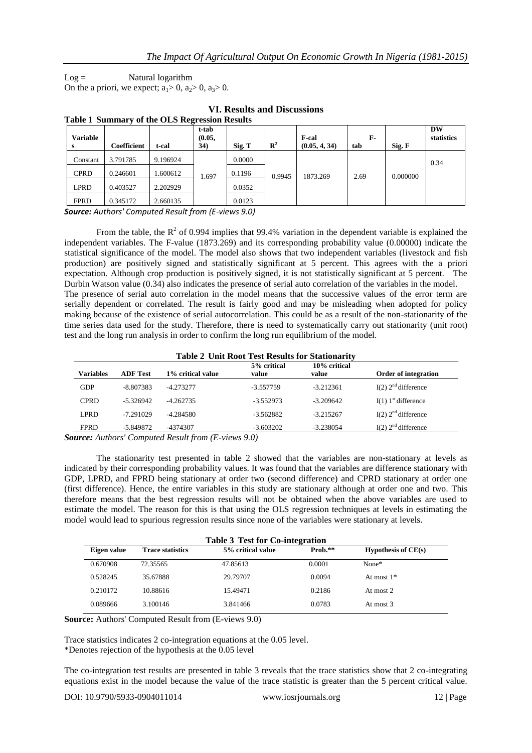Log = Natural logarithm

On the a priori, we expect; $a_1 > 0$, $a_2 > 0$, $a_3 > 0$.

## VI. Results and Discussions

**Table 1 Summary of the OLS Regression Results**

| Variables | Coefficient | t-cal | t-tab (0.05, 34) | Sig. T | $R^2$ | F-cal (0.05, 4, 34) | F-tab | Sig. F | DW statistics |
|---|---|---|---|---|---|---|---|---|---|
| Constant | 3.791785 | 9.196924 | 1.697 | 0.0000 | 0.9945 | 1873.269 | 2.69 | 0.000000 | 0.34 |
| CPRD | 0.246601 | 1.600612 | | 0.1196 | | | | | |
| LPRD | 0.403527 | 2.202929 | | 0.0352 | | | | | |
| FPRD | 0.345172 | 2.660135 | | 0.0123 | | | | | |

***Source:*** *Authors' Computed Result from (E-views 9.0)*

From the table, the $R^2$ of 0.994 implies that 99.4% variation in the dependent variable is explained the independent variables. The F-value (1873.269) and its corresponding probability value (0.00000) indicate the statistical significance of the model. The model also shows that two independent variables (livestock and fish production) are positively signed and statistically significant at 5 percent. This agrees with the a priori expectation. Although crop production is positively signed, it is not statistically significant at 5 percent. The Durbin Watson value (0.34) also indicates the presence of serial auto correlation of the variables in the model.

The presence of serial auto correlation in the model means that the successive values of the error term are serially dependent or correlated. The result is fairly good and may be misleading when adopted for policy making because of the existence of serial autocorrelation. This could be as a result of the non-stationarity of the time series data used for the study. Therefore, there is need to systematically carry out stationarity (unit root) test and the long run analysis in order to confirm the long run equilibrium of the model.

**Table 2 Unit Root Test Results for Stationarity**

| Variables | ADF Test | 1% critical value | 5% critical value | 10% critical value | Order of integration |
|---|---|---|---|---|---|
| GDP | -8.807383 | -4.273277 | -3.557759 | -3.212361 | I(2) 2[nd] difference |
| CPRD | -5.326942 | -4.262735 | -3.552973 | -3.209642 | I(1) 1[st] difference |
| LPRD | -7.291029 | -4.284580 | -3.562882 | -3.215267 | I(2) 2[nd] difference |
| FPRD | -5.849872 | -4374307 | -3.603202 | -3.238054 | I(2) 2[nd] difference |

***Source:*** *Authors' Computed Result from (E-views 9.0)*

The stationarity test presented in table 2 showed that the variables are non-stationary at levels as indicated by their corresponding probability values. It was found that the variables are difference stationary with GDP, LPRD, and FPRD being stationary at order two (second difference) and CPRD stationary at order one (first difference). Hence, the entire variables in this study are stationary although at order one and two. This therefore means that the best regression results will not be obtained when the above variables are used to estimate the model. The reason for this is that using the OLS regression techniques at levels in estimating the model would lead to spurious regression results since none of the variables were stationary at levels.

**Table 3 Test for Co-integration**

| Eigen value | Trace statistics | 5% critical value | Prob.** | Hypothesis of CE(s) |
|---|---|---|---|---|
| 0.670908 | 72.35565 | 47.85613 | 0.0001 | None* |
| 0.528245 | 35.67888 | 29.79707 | 0.0094 | At most 1* |
| 0.210172 | 10.88616 | 15.49471 | 0.2186 | At most 2 |
| 0.089666 | 3.100146 | 3.841466 | 0.0783 | At most 3 |

**Source:** Authors' Computed Result from (E-views 9.0)

Trace statistics indicates 2 co-integration equations at the 0.05 level.
*Denotes rejection of the hypothesis at the 0.05 level

The co-integration test results are presented in table 3 reveals that the trace statistics show that 2 co-integrating equations exist in the model because the value of the trace statistic is greater than the 5 percent critical value.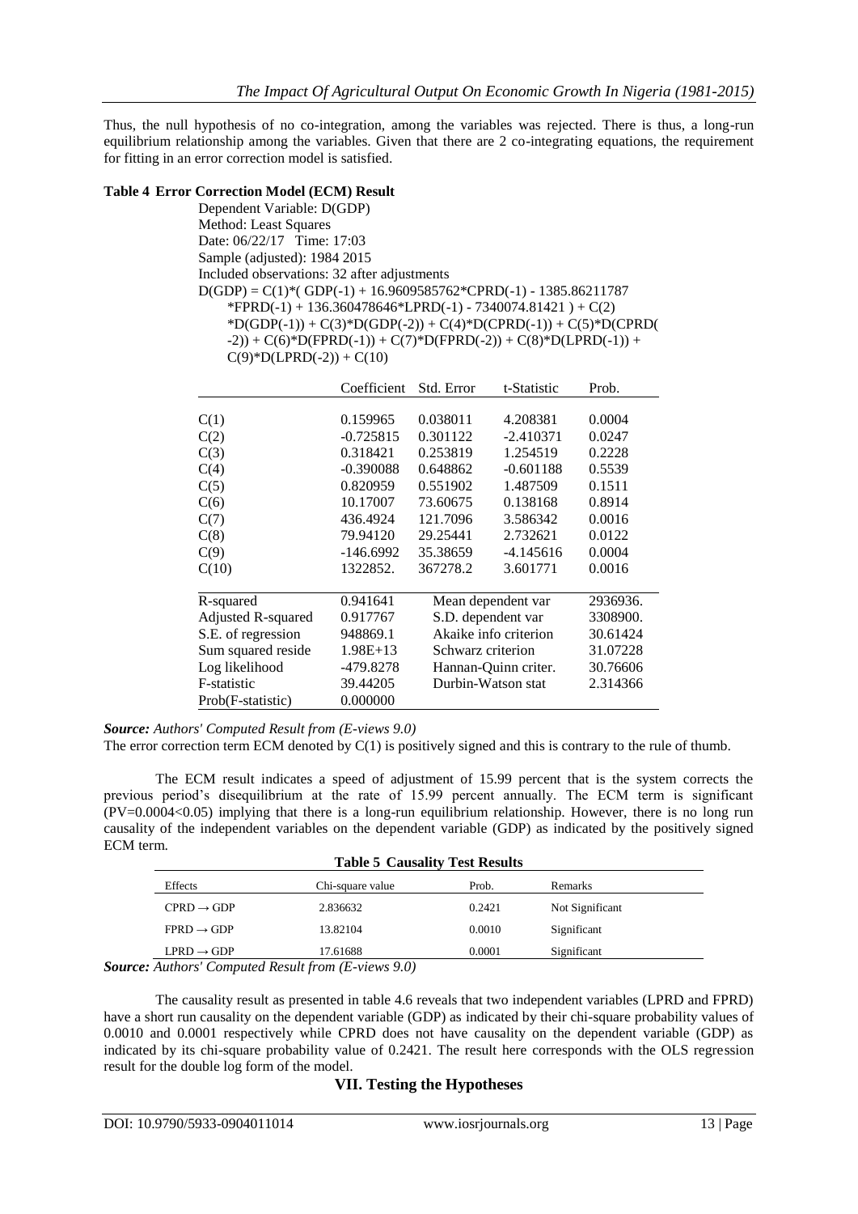Thus, the null hypothesis of no co-integration, among the variables was rejected. There is thus, a long-run equilibrium relationship among the variables. Given that there are 2 co-integrating equations, the requirement for fitting in an error correction model is satisfied.

**Table 4 Error Correction Model (ECM) Result**

Dependent Variable: D(GDP)
Method: Least Squares
Date: 06/22/17 Time: 17:03
Sample (adjusted): 1984 2015
Included observations: 32 after adjustments

```
D(GDP) = C(1)*( GDP(-1) + 16.9609585762*CPRD(-1) - 1385.86211787
    *FPRD(-1) + 136.360478646*LPRD(-1) - 7340074.81421 ) + C(2)
    *D(GDP(-1)) + C(3)*D(GDP(-2)) + C(4)*D(CPRD(-1)) + C(5)*D(CPRD(
    -2)) + C(6)*D(FPRD(-1)) + C(7)*D(FPRD(-2)) + C(8)*D(LPRD(-1)) +
    C(9)*D(LPRD(-2)) + C(10)
```

| | Coefficient | Std. Error | t-Statistic | Prob. |
|---|---|---|---|---|
| C(1) | 0.159965 | 0.038011 | 4.208381 | 0.0004 |
| C(2) | -0.725815 | 0.301122 | -2.410371 | 0.0247 |
| C(3) | 0.318421 | 0.253819 | 1.254519 | 0.2228 |
| C(4) | -0.390088 | 0.648862 | -0.601188 | 0.5539 |
| C(5) | 0.820959 | 0.551902 | 1.487509 | 0.1511 |
| C(6) | 10.17007 | 73.60675 | 0.138168 | 0.8914 |
| C(7) | 436.4924 | 121.7096 | 3.586342 | 0.0016 |
| C(8) | 79.94120 | 29.25441 | 2.732621 | 0.0122 |
| C(9) | -146.6992 | 35.38659 | -4.145616 | 0.0004 |
| C(10) | 1322852. | 367278.2 | 3.601771 | 0.0016 |

| | | | |
|---|---|---|---|
| R-squared | 0.941641 | Mean dependent var | 2936936. |
| Adjusted R-squared | 0.917767 | S.D. dependent var | 3308900. |
| S.E. of regression | 948869.1 | Akaike info criterion | 30.61424 |
| Sum squared reside | 1.98E+13 | Schwarz criterion | 31.07228 |
| Log likelihood | -479.8278 | Hannan-Quinn criter. | 30.76606 |
| F-statistic | 39.44205 | Durbin-Watson stat | 2.314366 |
| Prob(F-statistic) | 0.000000 | | |

***Source:*** *Authors' Computed Result from (E-views 9.0)*

The error correction term ECM denoted by C(1) is positively signed and this is contrary to the rule of thumb.

The ECM result indicates a speed of adjustment of 15.99 percent that is the system corrects the previous period's disequilibrium at the rate of 15.99 percent annually. The ECM term is significant (PV=0.0004<0.05) implying that there is a long-run equilibrium relationship. However, there is no long run causality of the independent variables on the dependent variable (GDP) as indicated by the positively signed ECM term.

**Table 5 Causality Test Results**

| Effects | Chi-square value | Prob. | Remarks |
|---|---|---|---|
| CPRD → GDP | 2.836632 | 0.2421 | Not Significant |
| FPRD → GDP | 13.82104 | 0.0010 | Significant |
| LPRD → GDP | 17.61688 | 0.0001 | Significant |

***Source:*** *Authors' Computed Result from (E-views 9.0)*

The causality result as presented in table 4.6 reveals that two independent variables (LPRD and FPRD) have a short run causality on the dependent variable (GDP) as indicated by their chi-square probability values of 0.0010 and 0.0001 respectively while CPRD does not have causality on the dependent variable (GDP) as indicated by its chi-square probability value of 0.2421. The result here corresponds with the OLS regression result for the double log form of the model.

## VII. Testing the Hypotheses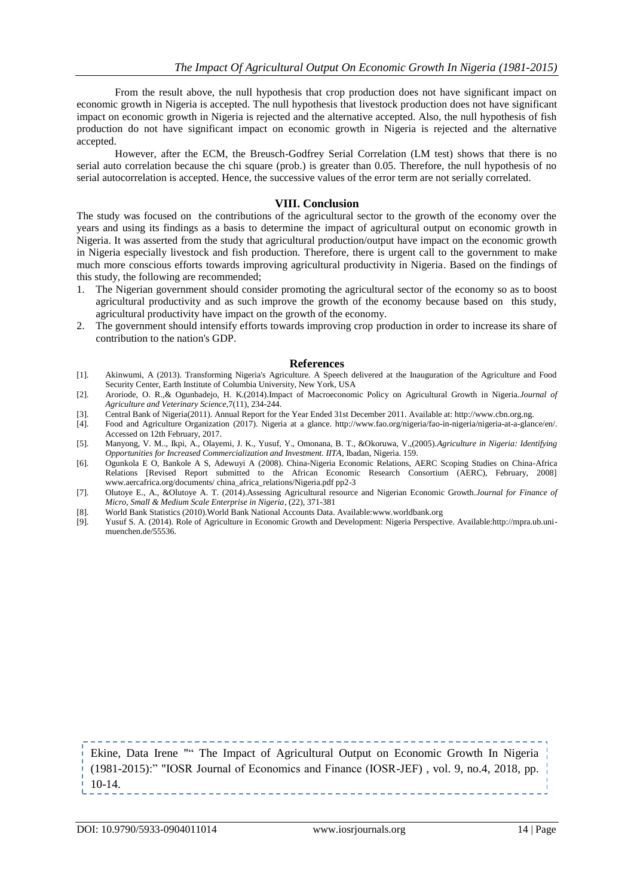From the result above, the null hypothesis that crop production does not have significant impact on economic growth in Nigeria is accepted. The null hypothesis that livestock production does not have significant impact on economic growth in Nigeria is rejected and the alternative accepted. Also, the null hypothesis of fish production do not have significant impact on economic growth in Nigeria is rejected and the alternative accepted.

However, after the ECM, the Breusch-Godfrey Serial Correlation (LM test) shows that there is no serial auto correlation because the chi square (prob.) is greater than 0.05. Therefore, the null hypothesis of no serial autocorrelation is accepted. Hence, the successive values of the error term are not serially correlated.

## VIII. Conclusion

The study was focused on the contributions of the agricultural sector to the growth of the economy over the years and using its findings as a basis to determine the impact of agricultural output on economic growth in Nigeria. It was asserted from the study that agricultural production/output have impact on the economic growth in Nigeria especially livestock and fish production. Therefore, there is urgent call to the government to make much more conscious efforts towards improving agricultural productivity in Nigeria. Based on the findings of this study, the following are recommended;

1. The Nigerian government should consider promoting the agricultural sector of the economy so as to boost agricultural productivity and as such improve the growth of the economy because based on this study, agricultural productivity have impact on the growth of the economy.
2. The government should intensify efforts towards improving crop production in order to increase its share of contribution to the nation's GDP.

## References

[1]. Akinwumi, A (2013). Transforming Nigeria's Agriculture. A Speech delivered at the Inauguration of the Agriculture and Food Security Center, Earth Institute of Columbia University, New York, USA

[2]. Aroriode, O. R.,& Ogunbadejo, H. K.(2014).Impact of Macroeconomic Policy on Agricultural Growth in Nigeria.*Journal of Agriculture and Veterinary Science*,7(11), 234-244.

[3]. Central Bank of Nigeria(2011). Annual Report for the Year Ended 31st December 2011. Available at: http://www.cbn.org.ng.

[4]. Food and Agriculture Organization (2017). Nigeria at a glance. http://www.fao.org/nigeria/fao-in-nigeria/nigeria-at-a-glance/en/. Accessed on 12th February, 2017.

[5]. Manyong, V. M.., Ikpi, A., Olayemi, J. K., Yusuf, Y., Omonana, B. T., &Okoruwa, V.,(2005).*Agriculture in Nigeria: Identifying Opportunities for Increased Commercialization and Investment. IITA*, Ibadan, Nigeria. 159.

[6]. Ogunkola E O, Bankole A S, Adewuyi A (2008). China-Nigeria Economic Relations, AERC Scoping Studies on China-Africa Relations [Revised Report submitted to the African Economic Research Consortium (AERC), February, 2008] www.aercafrica.org/documents/ china_africa_relations/Nigeria.pdf pp2-3

[7]. Olutoye E., A., &Olutoye A. T. (2014).Assessing Agricultural resource and Nigerian Economic Growth.*Journal for Finance of Micro, Small & Medium Scale Enterprise in Nigeria*, (22), 371-381

[8]. World Bank Statistics (2010).World Bank National Accounts Data. Available:www.worldbank.org

[9]. Yusuf S. A. (2014). Role of Agriculture in Economic Growth and Development: Nigeria Perspective. Available:http://mpra.ub.uni-muenchen.de/55536.

Ekine, Data Irene "" The Impact of Agricultural Output on Economic Growth In Nigeria (1981-2015):" "IOSR Journal of Economics and Finance (IOSR-JEF) , vol. 9, no.4, 2018, pp. 10-14.